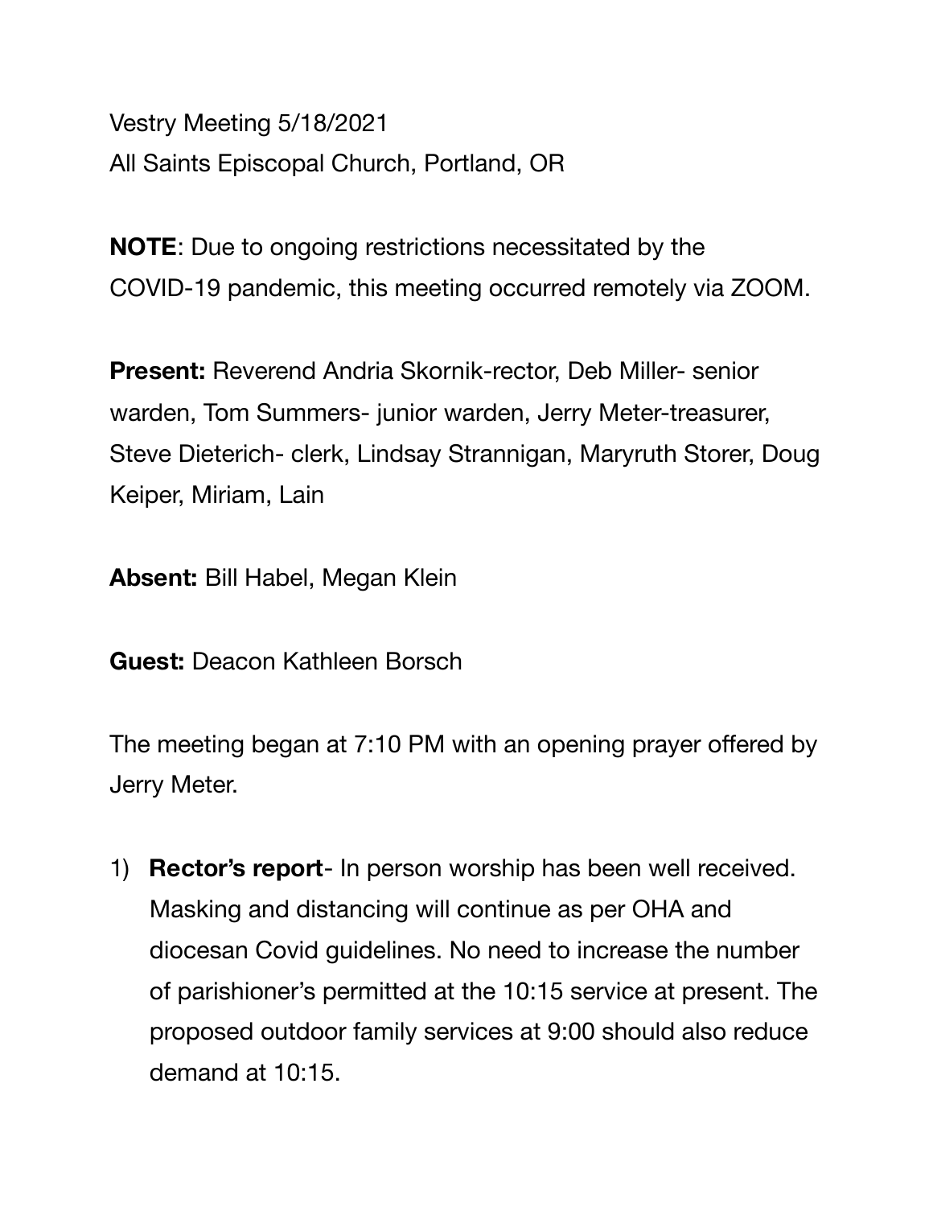Vestry Meeting 5/18/2021
All Saints Episcopal Church, Portland, OR

**NOTE**: Due to ongoing restrictions necessitated by the COVID-19 pandemic, this meeting occurred remotely via ZOOM.

**Present:** Reverend Andria Skornik-rector, Deb Miller- senior warden, Tom Summers- junior warden, Jerry Meter-treasurer, Steve Dieterich- clerk, Lindsay Strannigan, Maryruth Storer, Doug Keiper, Miriam, Lain

**Absent:** Bill Habel, Megan Klein

**Guest:** Deacon Kathleen Borsch

The meeting began at 7:10 PM with an opening prayer offered by Jerry Meter.

1) **Rector's report**- In person worship has been well received. Masking and distancing will continue as per OHA and diocesan Covid guidelines. No need to increase the number of parishioner's permitted at the 10:15 service at present. The proposed outdoor family services at 9:00 should also reduce demand at 10:15.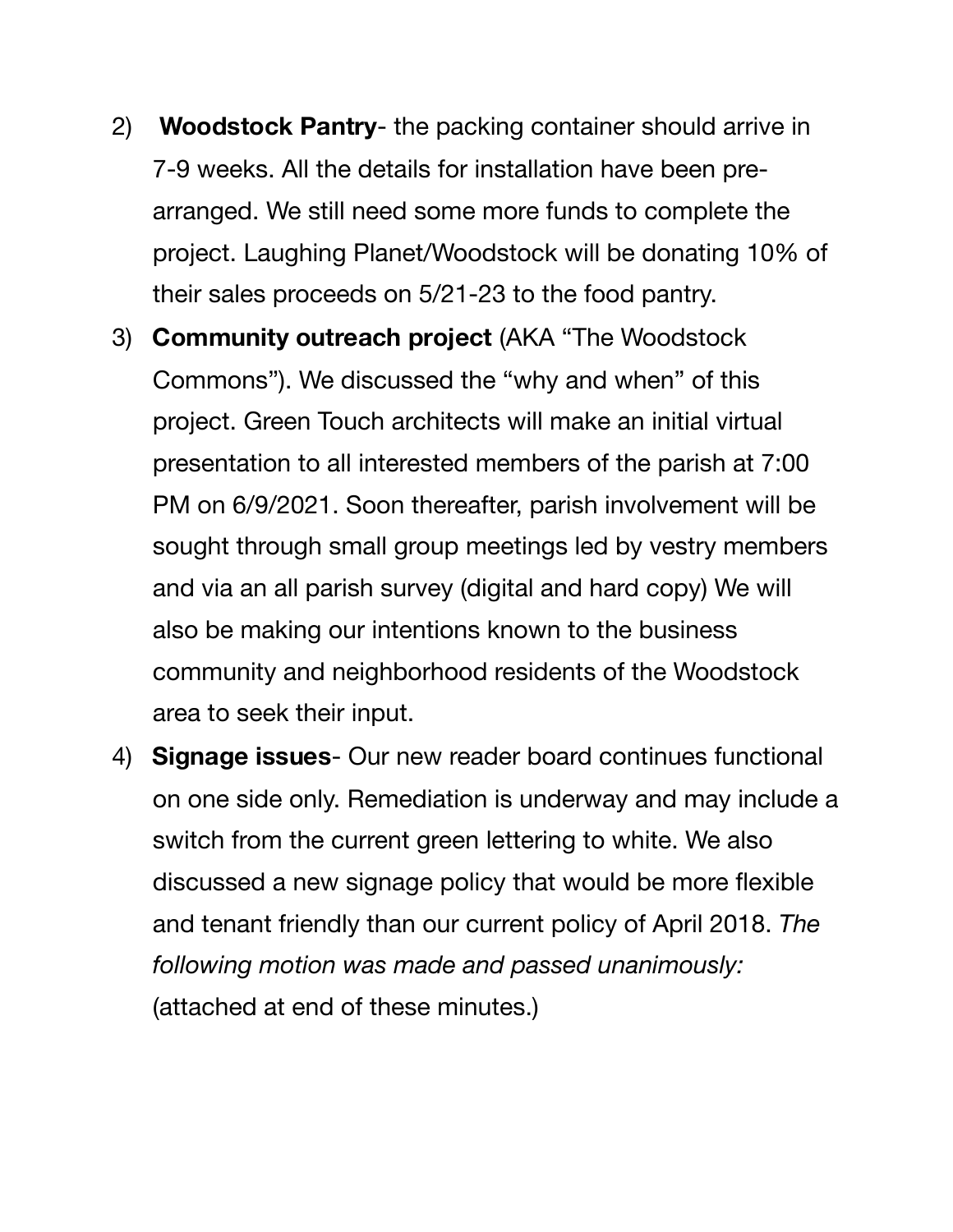2) **Woodstock Pantry**- the packing container should arrive in 7-9 weeks. All the details for installation have been pre-arranged. We still need some more funds to complete the project. Laughing Planet/Woodstock will be donating 10% of their sales proceeds on 5/21-23 to the food pantry.

3) **Community outreach project** (AKA "The Woodstock Commons"). We discussed the "why and when" of this project. Green Touch architects will make an initial virtual presentation to all interested members of the parish at 7:00 PM on 6/9/2021. Soon thereafter, parish involvement will be sought through small group meetings led by vestry members and via an all parish survey (digital and hard copy) We will also be making our intentions known to the business community and neighborhood residents of the Woodstock area to seek their input.

4) **Signage issues**- Our new reader board continues functional on one side only. Remediation is underway and may include a switch from the current green lettering to white. We also discussed a new signage policy that would be more flexible and tenant friendly than our current policy of April 2018. *The following motion was made and passed unanimously:* (attached at end of these minutes.)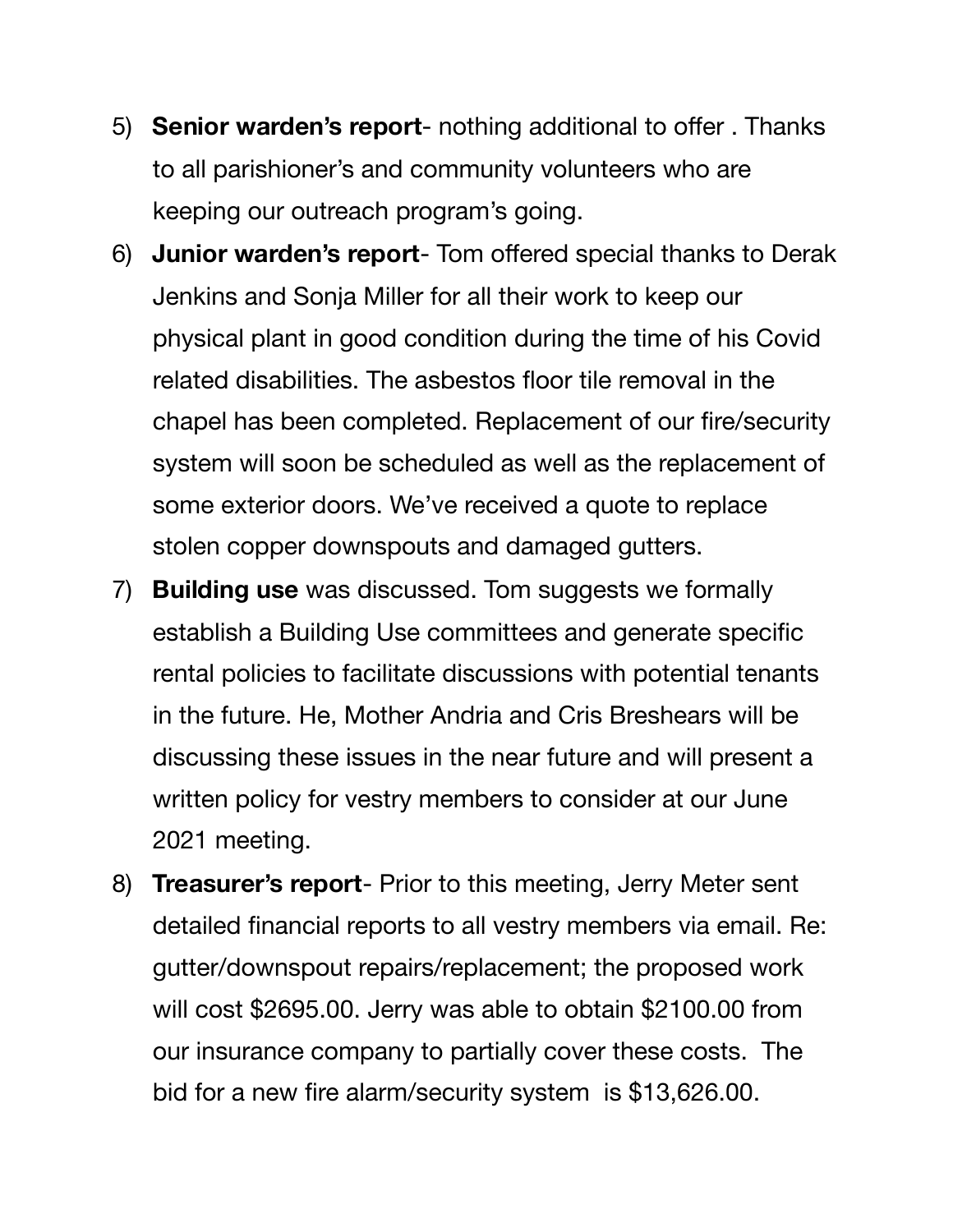5) **Senior warden's report**- nothing additional to offer . Thanks to all parishioner's and community volunteers who are keeping our outreach program's going.
6) **Junior warden's report**- Tom offered special thanks to Derak Jenkins and Sonja Miller for all their work to keep our physical plant in good condition during the time of his Covid related disabilities. The asbestos floor tile removal in the chapel has been completed. Replacement of our fire/security system will soon be scheduled as well as the replacement of some exterior doors. We've received a quote to replace stolen copper downspouts and damaged gutters.
7) **Building use** was discussed. Tom suggests we formally establish a Building Use committees and generate specific rental policies to facilitate discussions with potential tenants in the future. He, Mother Andria and Cris Breshears will be discussing these issues in the near future and will present a written policy for vestry members to consider at our June 2021 meeting.
8) **Treasurer's report**- Prior to this meeting, Jerry Meter sent detailed financial reports to all vestry members via email. Re: gutter/downspout repairs/replacement; the proposed work will cost $2695.00. Jerry was able to obtain $2100.00 from our insurance company to partially cover these costs. The bid for a new fire alarm/security system is $13,626.00.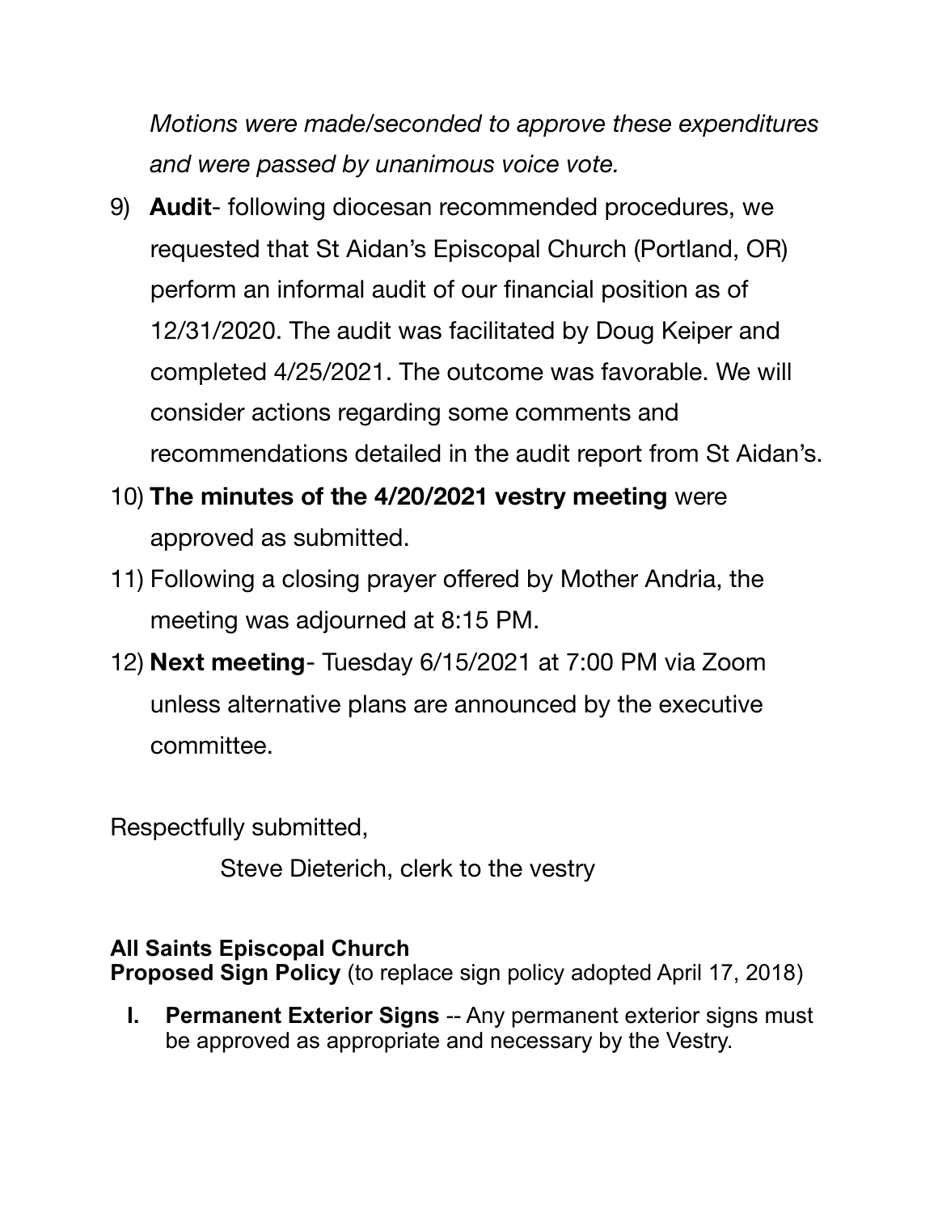*Motions were made/seconded to approve these expenditures and were passed by unanimous voice vote.*

9) **Audit**- following diocesan recommended procedures, we requested that St Aidan's Episcopal Church (Portland, OR) perform an informal audit of our financial position as of 12/31/2020. The audit was facilitated by Doug Keiper and completed 4/25/2021. The outcome was favorable. We will consider actions regarding some comments and recommendations detailed in the audit report from St Aidan's.
10) **The minutes of the 4/20/2021 vestry meeting** were approved as submitted.
11) Following a closing prayer offered by Mother Andria, the meeting was adjourned at 8:15 PM.
12) **Next meeting**- Tuesday 6/15/2021 at 7:00 PM via Zoom unless alternative plans are announced by the executive committee.

Respectfully submitted,

Steve Dieterich, clerk to the vestry

**All Saints Episcopal Church**
**Proposed Sign Policy** (to replace sign policy adopted April 17, 2018)

I. **Permanent Exterior Signs** -- Any permanent exterior signs must be approved as appropriate and necessary by the Vestry.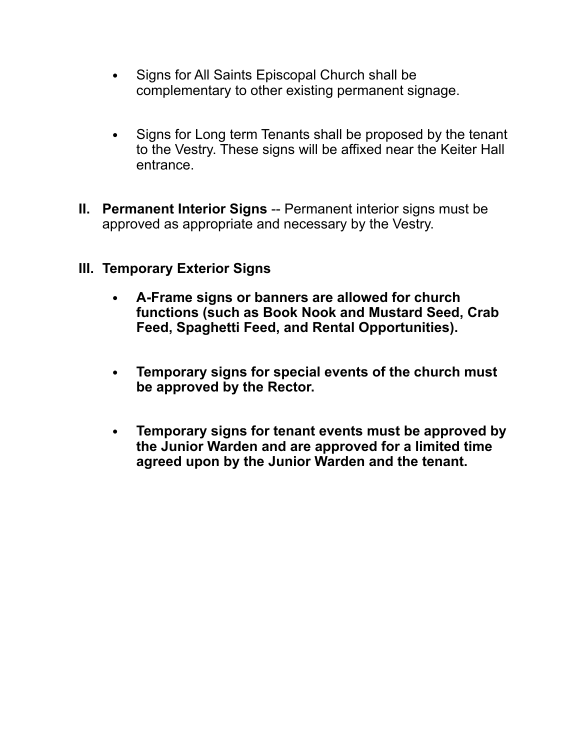- Signs for All Saints Episcopal Church shall be complementary to other existing permanent signage.

- Signs for Long term Tenants shall be proposed by the tenant to the Vestry. These signs will be affixed near the Keiter Hall entrance.

II. **Permanent Interior Signs** -- Permanent interior signs must be approved as appropriate and necessary by the Vestry.

III. **Temporary Exterior Signs**

- **A-Frame signs or banners are allowed for church functions (such as Book Nook and Mustard Seed, Crab Feed, Spaghetti Feed, and Rental Opportunities).**

- **Temporary signs for special events of the church must be approved by the Rector.**

- **Temporary signs for tenant events must be approved by the Junior Warden and are approved for a limited time agreed upon by the Junior Warden and the tenant.**